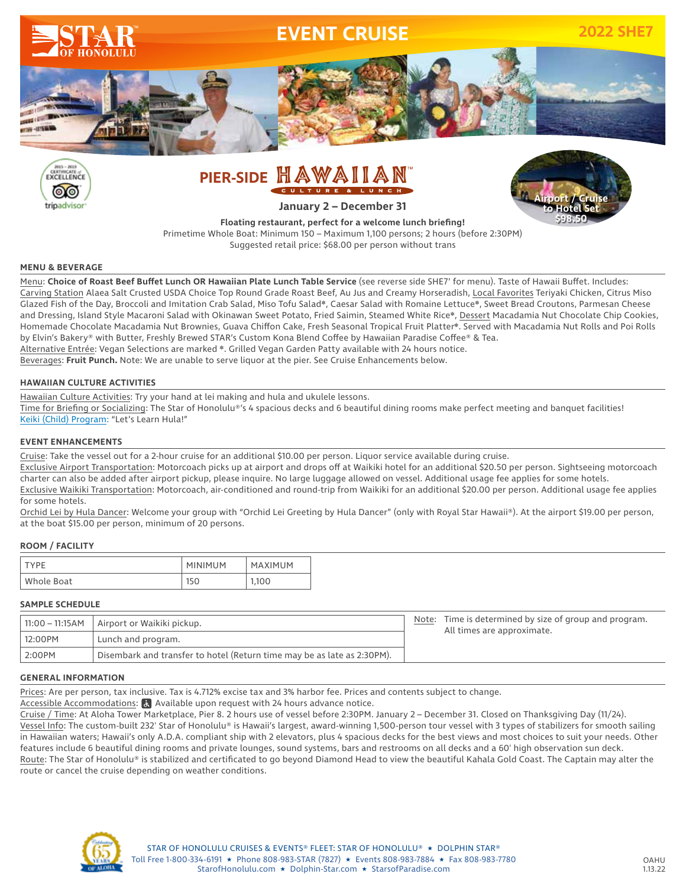# EVENT CRUISE

**2022 SHE7**

## PIER-SIDE HAWAIIAN™ CULTURE & LUNCH

**January 2 – December 31**

Airport / Cruise to Hotel Set $98.50

**Floating restaurant, perfect for a welcome lunch briefing!**
Primetime Whole Boat: Minimum 150 – Maximum 1,100 persons; 2 hours (before 2:30PM)
Suggested retail price: $68.00 per person without trans

### MENU & BEVERAGE

Menu: **Choice of Roast Beef Buffet Lunch OR Hawaiian Plate Lunch Table Service** (see reverse side SHE7' for menu). Taste of Hawaii Buffet. Includes: Carving Station Alaea Salt Crusted USDA Choice Top Round Grade Roast Beef, Au Jus and Creamy Horseradish, Local Favorites Teriyaki Chicken, Citrus Miso Glazed Fish of the Day, Broccoli and Imitation Crab Salad, Miso Tofu Salad*, Caesar Salad with Romaine Lettuce*, Sweet Bread Croutons, Parmesan Cheese and Dressing, Island Style Macaroni Salad with Okinawan Sweet Potato, Fried Saimin, Steamed White Rice*, Dessert Macadamia Nut Chocolate Chip Cookies, Homemade Chocolate Macadamia Nut Brownies, Guava Chiffon Cake, Fresh Seasonal Tropical Fruit Platter*. Served with Macadamia Nut Rolls and Poi Rolls by Elvin's Bakery® with Butter, Freshly Brewed STAR's Custom Kona Blend Coffee by Hawaiian Paradise Coffee® & Tea.
Alternative Entrée: Vegan Selections are marked *. Grilled Vegan Garden Patty available with 24 hours notice.
Beverages: **Fruit Punch.** Note: We are unable to serve liquor at the pier. See Cruise Enhancements below.

### HAWAIIAN CULTURE ACTIVITIES

Hawaiian Culture Activities: Try your hand at lei making and hula and ukulele lessons.
Time for Briefing or Socializing: The Star of Honolulu®'s 4 spacious decks and 6 beautiful dining rooms make perfect meeting and banquet facilities!
Keiki (Child) Program: "Let's Learn Hula!"

### EVENT ENHANCEMENTS

Cruise: Take the vessel out for a 2-hour cruise for an additional $10.00 per person. Liquor service available during cruise.
Exclusive Airport Transportation: Motorcoach picks up at airport and drops off at Waikiki hotel for an additional $20.50 per person. Sightseeing motorcoach charter can also be added after airport pickup, please inquire. No large luggage allowed on vessel. Additional usage fee applies for some hotels.
Exclusive Waikiki Transportation: Motorcoach, air-conditioned and round-trip from Waikiki for an additional $20.00 per person. Additional usage fee applies for some hotels.
Orchid Lei by Hula Dancer: Welcome your group with "Orchid Lei Greeting by Hula Dancer" (only with Royal Star Hawaii®). At the airport $19.00 per person, at the boat $15.00 per person, minimum of 20 persons.

### ROOM / FACILITY

| TYPE | MINIMUM | MAXIMUM |
|---|---|---|
| Whole Boat | 150 | 1,100 |

### SAMPLE SCHEDULE

| | |
|---|---|
| 11:00 – 11:15AM | Airport or Waikiki pickup. |
| 12:00PM | Lunch and program. |
| 2:00PM | Disembark and transfer to hotel (Return time may be as late as 2:30PM). |

Note: Time is determined by size of group and program. All times are approximate.

### GENERAL INFORMATION

Prices: Are per person, tax inclusive. Tax is 4.712% excise tax and 3% harbor fee. Prices and contents subject to change.
Accessible Accommodations: Available upon request with 24 hours advance notice.
Cruise / Time: At Aloha Tower Marketplace, Pier 8. 2 hours use of vessel before 2:30PM. January 2 – December 31. Closed on Thanksgiving Day (11/24).
Vessel Info: The custom-built 232' Star of Honolulu® is Hawaii's largest, award-winning 1,500-person tour vessel with 3 types of stabilizers for smooth sailing in Hawaiian waters; Hawaii's only A.D.A. compliant ship with 2 elevators, plus 4 spacious decks for the best views and most choices to suit your needs. Other features include 6 beautiful dining rooms and private lounges, sound systems, bars and restrooms on all decks and a 60' high observation sun deck.
Route: The Star of Honolulu® is stabilized and certificated to go beyond Diamond Head to view the beautiful Kahala Gold Coast. The Captain may alter the route or cancel the cruise depending on weather conditions.

STAR OF HONOLULU CRUISES & EVENTS® FLEET: STAR OF HONOLULU® ★ DOLPHIN STAR®
Toll Free 1-800-334-6191 ★ Phone 808-983-STAR (7827) ★ Events 808-983-7884 ★ Fax 808-983-7780
StarofHonolulu.com ★ Dolphin-Star.com ★ StarsofParadise.com

OAHU 1.13.22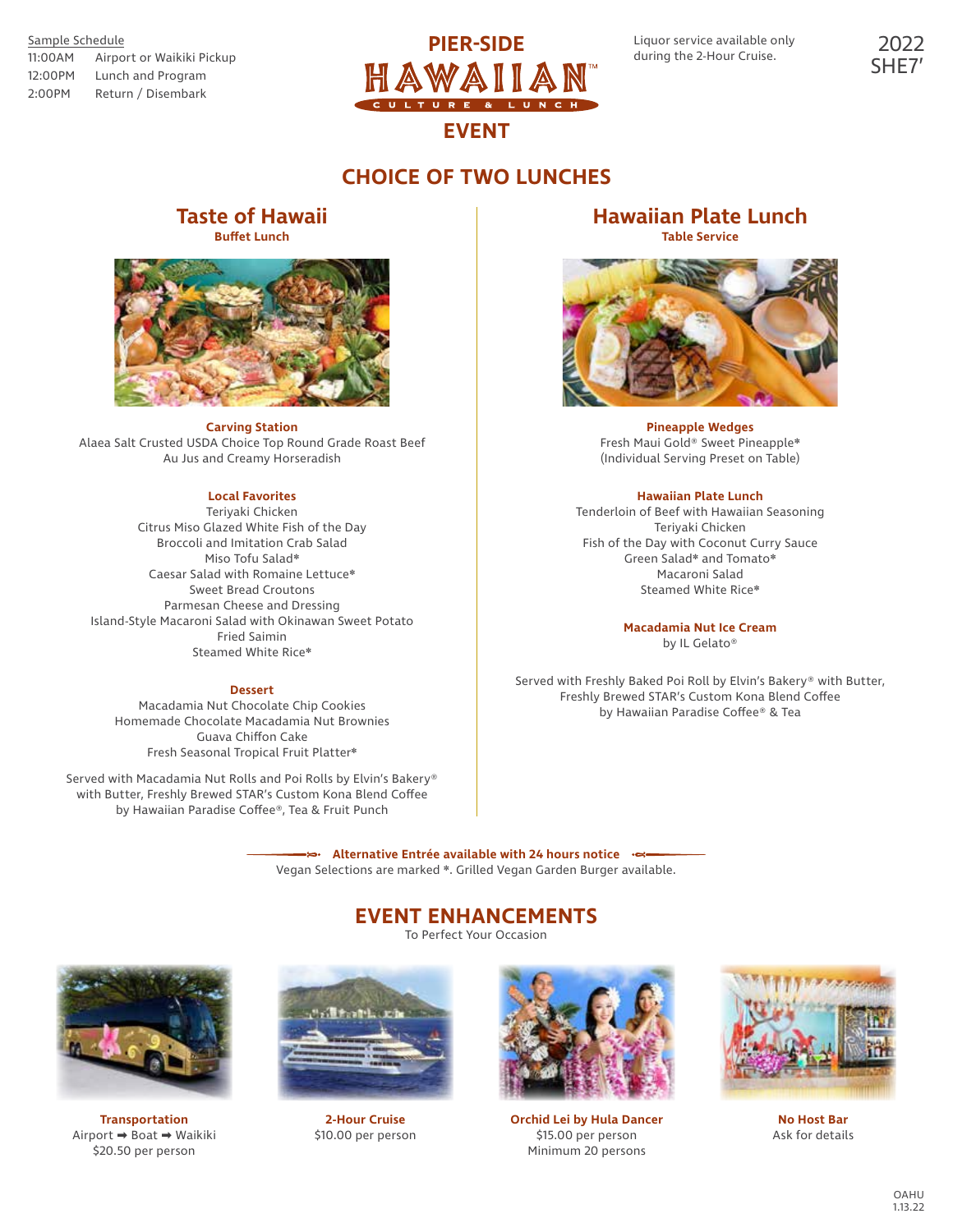Sample Schedule

11:00AM Airport or Waikiki Pickup
12:00PM Lunch and Program
2:00PM Return / Disembark

# PIER-SIDE HAWAIIAN™ CULTURE & LUNCH EVENT

Liquor service available only during the 2-Hour Cruise.

2022
SHE7'

## CHOICE OF TWO LUNCHES

### Taste of Hawaii

**Buffet Lunch**

**Carving Station**
Alaea Salt Crusted USDA Choice Top Round Grade Roast Beef
Au Jus and Creamy Horseradish

**Local Favorites**
Teriyaki Chicken
Citrus Miso Glazed White Fish of the Day
Broccoli and Imitation Crab Salad
Miso Tofu Salad*
Caesar Salad with Romaine Lettuce*
Sweet Bread Croutons
Parmesan Cheese and Dressing
Island-Style Macaroni Salad with Okinawan Sweet Potato
Fried Saimin
Steamed White Rice*

**Dessert**
Macadamia Nut Chocolate Chip Cookies
Homemade Chocolate Macadamia Nut Brownies
Guava Chiffon Cake
Fresh Seasonal Tropical Fruit Platter*

Served with Macadamia Nut Rolls and Poi Rolls by Elvin's Bakery® with Butter, Freshly Brewed STAR's Custom Kona Blend Coffee by Hawaiian Paradise Coffee®, Tea & Fruit Punch

### Hawaiian Plate Lunch

**Table Service**

**Pineapple Wedges**
Fresh Maui Gold® Sweet Pineapple*
(Individual Serving Preset on Table)

**Hawaiian Plate Lunch**
Tenderloin of Beef with Hawaiian Seasoning
Teriyaki Chicken
Fish of the Day with Coconut Curry Sauce
Green Salad* and Tomato*
Macaroni Salad
Steamed White Rice*

**Macadamia Nut Ice Cream**
by IL Gelato®

Served with Freshly Baked Poi Roll by Elvin's Bakery® with Butter, Freshly Brewed STAR's Custom Kona Blend Coffee by Hawaiian Paradise Coffee® & Tea

**Alternative Entrée available with 24 hours notice**
Vegan Selections are marked *. Grilled Vegan Garden Burger available.

## EVENT ENHANCEMENTS

To Perfect Your Occasion

**Transportation**
Airport ➡ Boat ➡ Waikiki
$20.50 per person

**2-Hour Cruise**
$10.00 per person

**Orchid Lei by Hula Dancer**
$15.00 per person
Minimum 20 persons

**No Host Bar**
Ask for details

OAHU
1.13.22